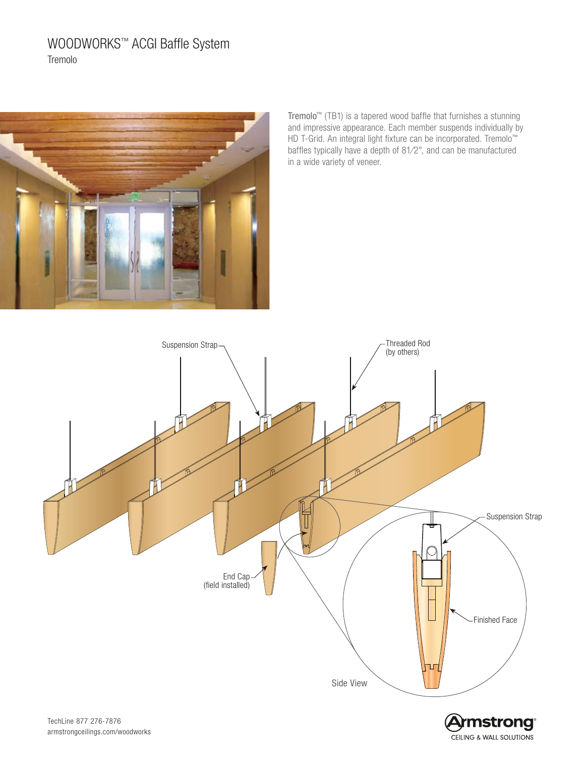# WOODWORKS™ ACGI Baffle System

## Tremolo

Tremolo™ (TB1) is a tapered wood baffle that furnishes a stunning and impressive appearance. Each member suspends individually by HD T-Grid. An integral light fixture can be incorporated. Tremolo™ baffles typically have a depth of 8½", and can be manufactured in a wide variety of veneer.

Suspension Strap

Threaded Rod (by others)

End Cap (field installed)

Suspension Strap

Finished Face

Side View

TechLine 877 276-7876
armstrongceilings.com/woodworks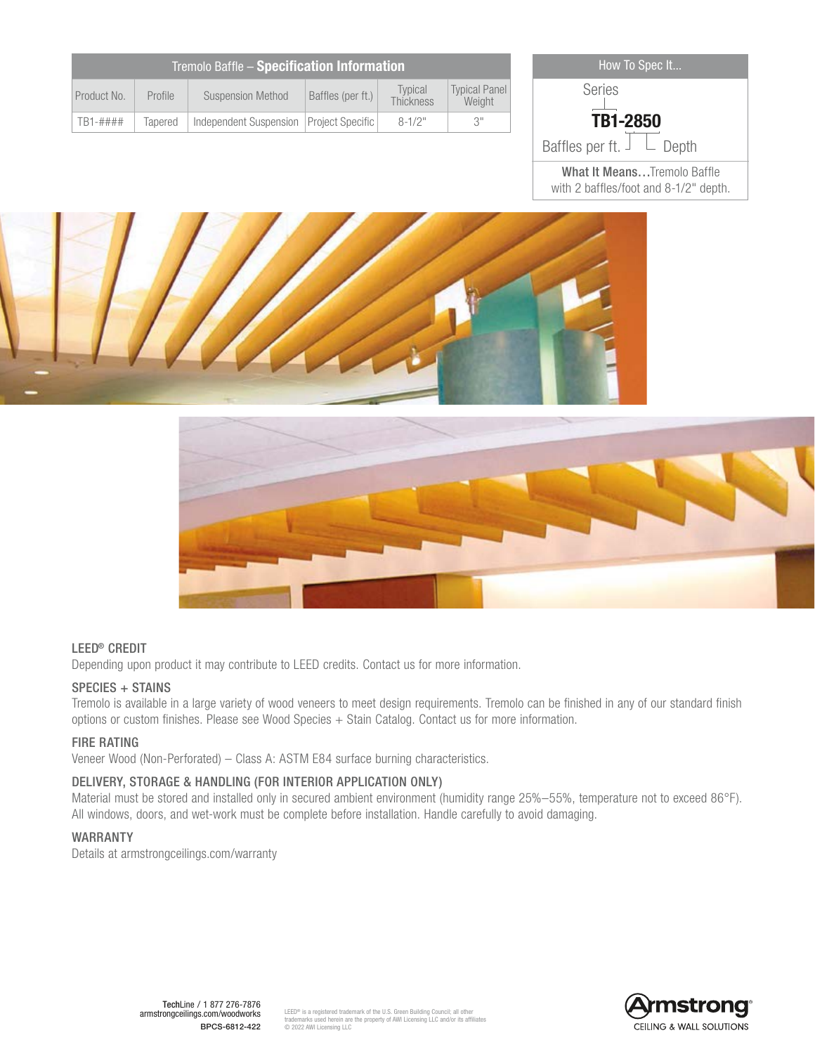| Tremolo Baffle – **Specification Information** | | | | | |
|---|---|---|---|---|---|
| Product No. | Profile | Suspension Method | Baffles (per ft.) | Typical Thickness | Typical Panel Weight |
| TB1-#### | Tapered | Independent Suspension | Project Specific | 8-1/2" | 3" |

**How To Spec It...**

Series

**TB1-2850**

Baffles per ft. — Depth

**What It Means…**Tremolo Baffle with 2 baffles/foot and 8-1/2" depth.

### LEED® CREDIT

Depending upon product it may contribute to LEED credits. Contact us for more information.

### SPECIES + STAINS

Tremolo is available in a large variety of wood veneers to meet design requirements. Tremolo can be finished in any of our standard finish options or custom finishes. Please see Wood Species + Stain Catalog. Contact us for more information.

### FIRE RATING

Veneer Wood (Non-Perforated) – Class A: ASTM E84 surface burning characteristics.

### DELIVERY, STORAGE & HANDLING (FOR INTERIOR APPLICATION ONLY)

Material must be stored and installed only in secured ambient environment (humidity range 25%–55%, temperature not to exceed 86°F). All windows, doors, and wet-work must be complete before installation. Handle carefully to avoid damaging.

### WARRANTY

Details at armstrongceilings.com/warranty

TechLine / 1 877 276-7876
armstrongceilings.com/woodworks
BPCS-6812-422

LEED® is a registered trademark of the U.S. Green Building Council; all other trademarks used herein are the property of AWI Licensing LLC and/or its affiliates
© 2022 AWI Licensing LLC

Armstrong® CEILING & WALL SOLUTIONS